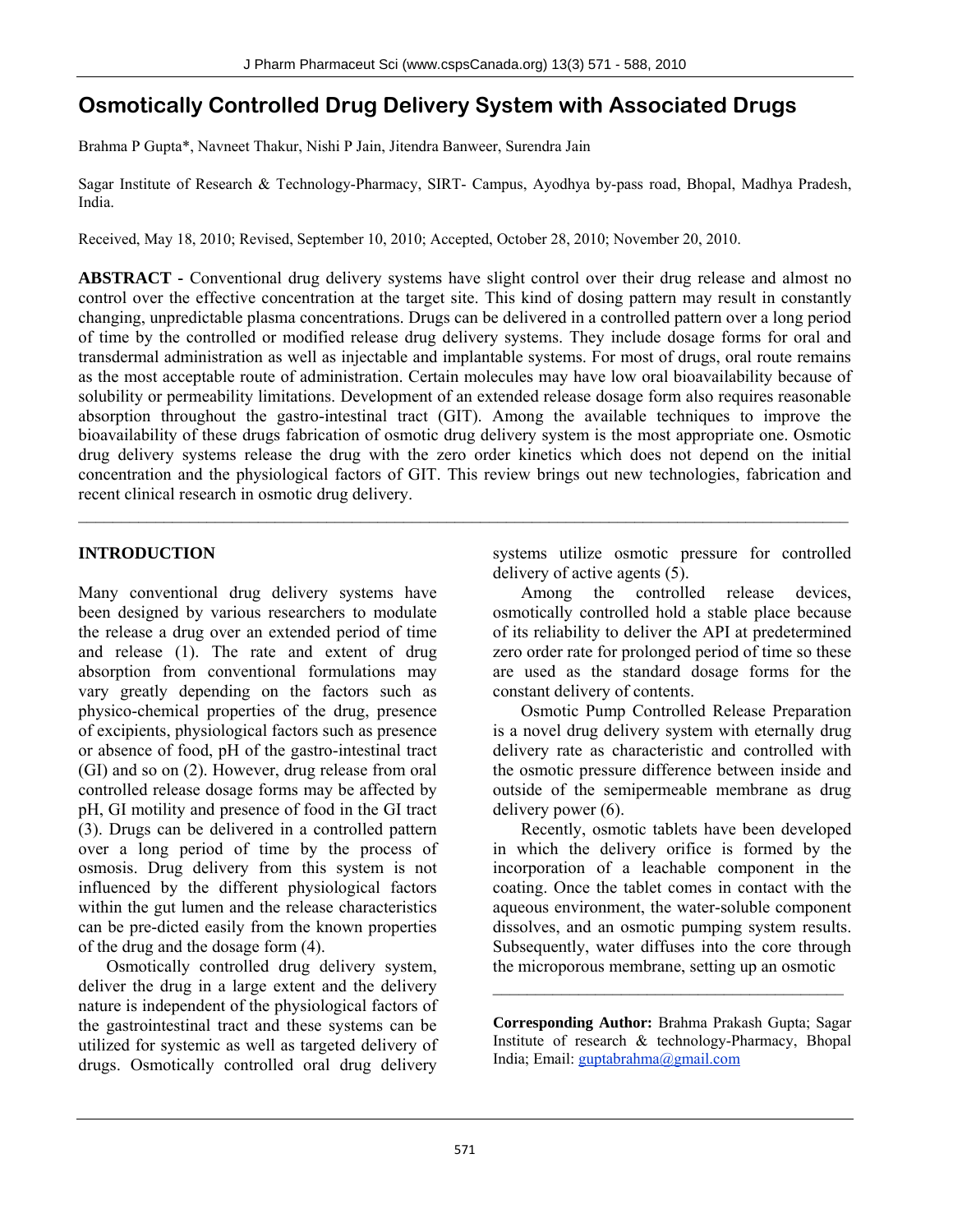# Osmotically Controlled Drug Delivery System with Associated Drugs

Brahma P Gupta*, Navneet Thakur, Nishi P Jain, Jitendra Banweer, Surendra Jain

Sagar Institute of Research & Technology-Pharmacy, SIRT- Campus, Ayodhya by-pass road, Bhopal, Madhya Pradesh, India.

Received, May 18, 2010; Revised, September 10, 2010; Accepted, October 28, 2010; November 20, 2010.

**ABSTRACT -** Conventional drug delivery systems have slight control over their drug release and almost no control over the effective concentration at the target site. This kind of dosing pattern may result in constantly changing, unpredictable plasma concentrations. Drugs can be delivered in a controlled pattern over a long period of time by the controlled or modified release drug delivery systems. They include dosage forms for oral and transdermal administration as well as injectable and implantable systems. For most of drugs, oral route remains as the most acceptable route of administration. Certain molecules may have low oral bioavailability because of solubility or permeability limitations. Development of an extended release dosage form also requires reasonable absorption throughout the gastro-intestinal tract (GIT). Among the available techniques to improve the bioavailability of these drugs fabrication of osmotic drug delivery system is the most appropriate one. Osmotic drug delivery systems release the drug with the zero order kinetics which does not depend on the initial concentration and the physiological factors of GIT. This review brings out new technologies, fabrication and recent clinical research in osmotic drug delivery.

## INTRODUCTION

Many conventional drug delivery systems have been designed by various researchers to modulate the release a drug over an extended period of time and release (1). The rate and extent of drug absorption from conventional formulations may vary greatly depending on the factors such as physico-chemical properties of the drug, presence of excipients, physiological factors such as presence or absence of food, pH of the gastro-intestinal tract (GI) and so on (2). However, drug release from oral controlled release dosage forms may be affected by pH, GI motility and presence of food in the GI tract (3). Drugs can be delivered in a controlled pattern over a long period of time by the process of osmosis. Drug delivery from this system is not influenced by the different physiological factors within the gut lumen and the release characteristics can be pre-dicted easily from the known properties of the drug and the dosage form (4).

Osmotically controlled drug delivery system, deliver the drug in a large extent and the delivery nature is independent of the physiological factors of the gastrointestinal tract and these systems can be utilized for systemic as well as targeted delivery of drugs. Osmotically controlled oral drug delivery systems utilize osmotic pressure for controlled delivery of active agents (5).

Among the controlled release devices, osmotically controlled hold a stable place because of its reliability to deliver the API at predetermined zero order rate for prolonged period of time so these are used as the standard dosage forms for the constant delivery of contents.

Osmotic Pump Controlled Release Preparation is a novel drug delivery system with eternally drug delivery rate as characteristic and controlled with the osmotic pressure difference between inside and outside of the semipermeable membrane as drug delivery power (6).

Recently, osmotic tablets have been developed in which the delivery orifice is formed by the incorporation of a leachable component in the coating. Once the tablet comes in contact with the aqueous environment, the water-soluble component dissolves, and an osmotic pumping system results. Subsequently, water diffuses into the core through the microporous membrane, setting up an osmotic

**Corresponding Author:** Brahma Prakash Gupta; Sagar Institute of research & technology-Pharmacy, Bhopal India; Email: guptabrahma@gmail.com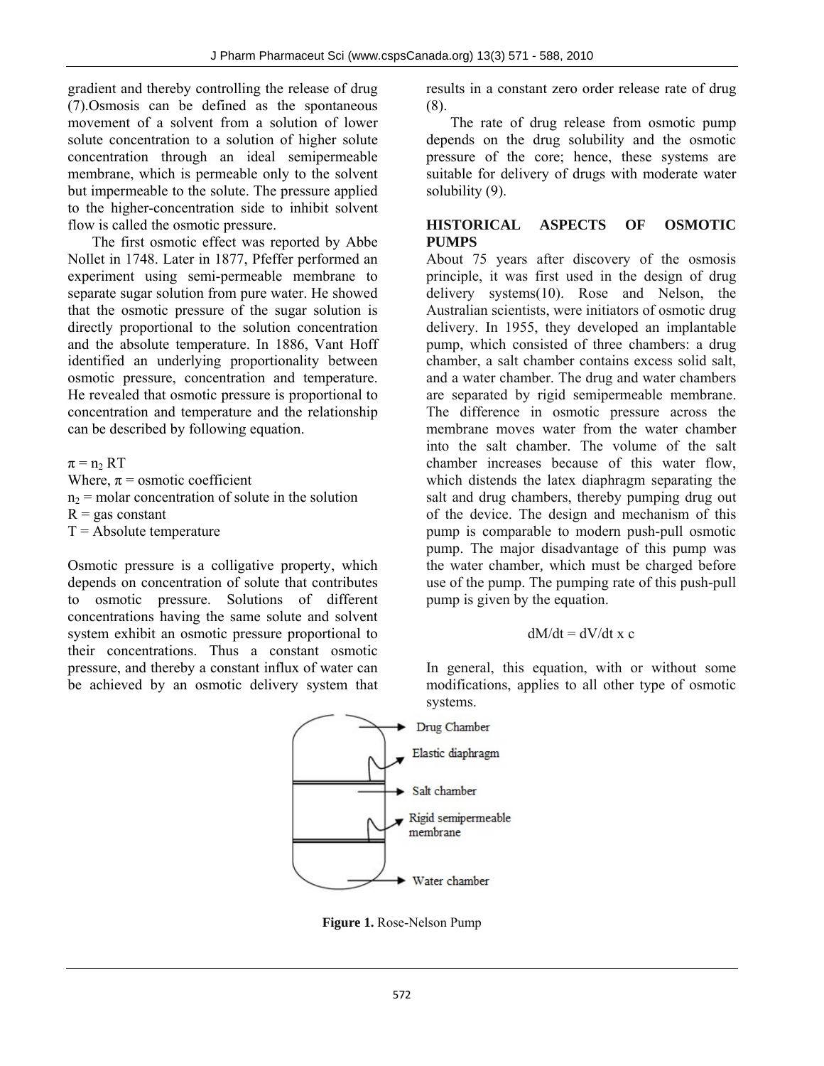gradient and thereby controlling the release of drug (7).Osmosis can be defined as the spontaneous movement of a solvent from a solution of lower solute concentration to a solution of higher solute concentration through an ideal semipermeable membrane, which is permeable only to the solvent but impermeable to the solute. The pressure applied to the higher-concentration side to inhibit solvent flow is called the osmotic pressure.

The first osmotic effect was reported by Abbe Nollet in 1748. Later in 1877, Pfeffer performed an experiment using semi-permeable membrane to separate sugar solution from pure water. He showed that the osmotic pressure of the sugar solution is directly proportional to the solution concentration and the absolute temperature. In 1886, Vant Hoff identified an underlying proportionality between osmotic pressure, concentration and temperature. He revealed that osmotic pressure is proportional to concentration and temperature and the relationship can be described by following equation.

$$\pi = n_2 RT$$

Where, $\pi$ = osmotic coefficient
$n_2$ = molar concentration of solute in the solution
$R$ = gas constant
$T$ = Absolute temperature

Osmotic pressure is a colligative property, which depends on concentration of solute that contributes to osmotic pressure. Solutions of different concentrations having the same solute and solvent system exhibit an osmotic pressure proportional to their concentrations. Thus a constant osmotic pressure, and thereby a constant influx of water can be achieved by an osmotic delivery system that results in a constant zero order release rate of drug (8).

The rate of drug release from osmotic pump depends on the drug solubility and the osmotic pressure of the core; hence, these systems are suitable for delivery of drugs with moderate water solubility (9).

## HISTORICAL ASPECTS OF OSMOTIC PUMPS

About 75 years after discovery of the osmosis principle, it was first used in the design of drug delivery systems(10). Rose and Nelson, the Australian scientists, were initiators of osmotic drug delivery. In 1955, they developed an implantable pump, which consisted of three chambers: a drug chamber, a salt chamber contains excess solid salt, and a water chamber. The drug and water chambers are separated by rigid semipermeable membrane. The difference in osmotic pressure across the membrane moves water from the water chamber into the salt chamber. The volume of the salt chamber increases because of this water flow, which distends the latex diaphragm separating the salt and drug chambers, thereby pumping drug out of the device. The design and mechanism of this pump is comparable to modern push-pull osmotic pump. The major disadvantage of this pump was the water chamber, which must be charged before use of the pump. The pumping rate of this push-pull pump is given by the equation.

$$dM/dt = dV/dt \times c$$

In general, this equation, with or without some modifications, applies to all other type of osmotic systems.

Drug Chamber
Elastic diaphragm
Salt chamber
Rigid semipermeable membrane
Water chamber

**Figure 1.** Rose-Nelson Pump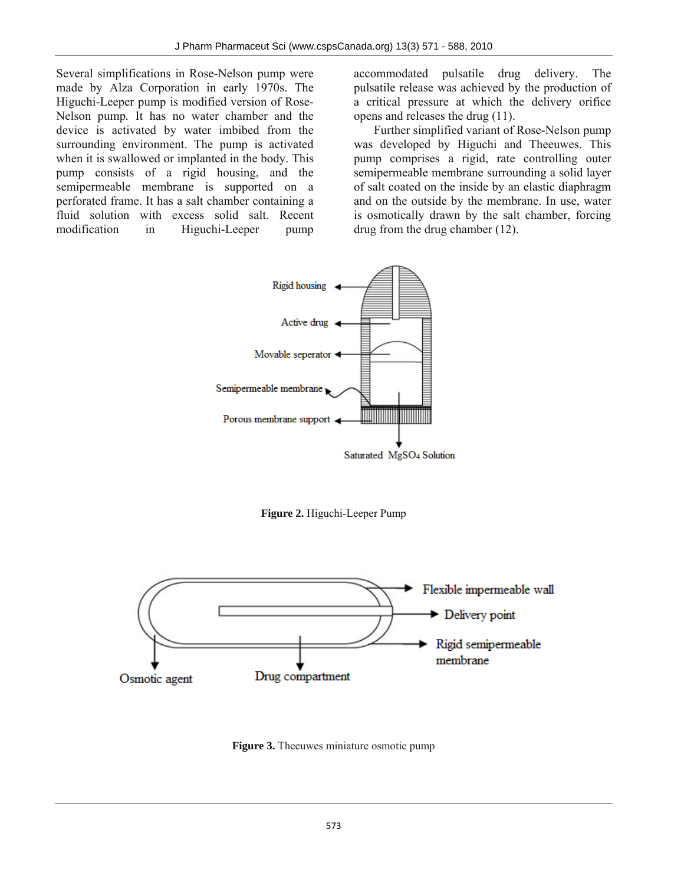Several simplifications in Rose-Nelson pump were made by Alza Corporation in early 1970s. The Higuchi-Leeper pump is modified version of Rose-Nelson pump. It has no water chamber and the device is activated by water imbibed from the surrounding environment. The pump is activated when it is swallowed or implanted in the body. This pump consists of a rigid housing, and the semipermeable membrane is supported on a perforated frame. It has a salt chamber containing a fluid solution with excess solid salt. Recent modification in Higuchi-Leeper pump accommodated pulsatile drug delivery. The pulsatile release was achieved by the production of a critical pressure at which the delivery orifice opens and releases the drug (11).

Further simplified variant of Rose-Nelson pump was developed by Higuchi and Theeuwes. This pump comprises a rigid, rate controlling outer semipermeable membrane surrounding a solid layer of salt coated on the inside by an elastic diaphragm and on the outside by the membrane. In use, water is osmotically drawn by the salt chamber, forcing drug from the drug chamber (12).

**Figure 2.** Higuchi-Leeper Pump

**Figure 3.** Theeuwes miniature osmotic pump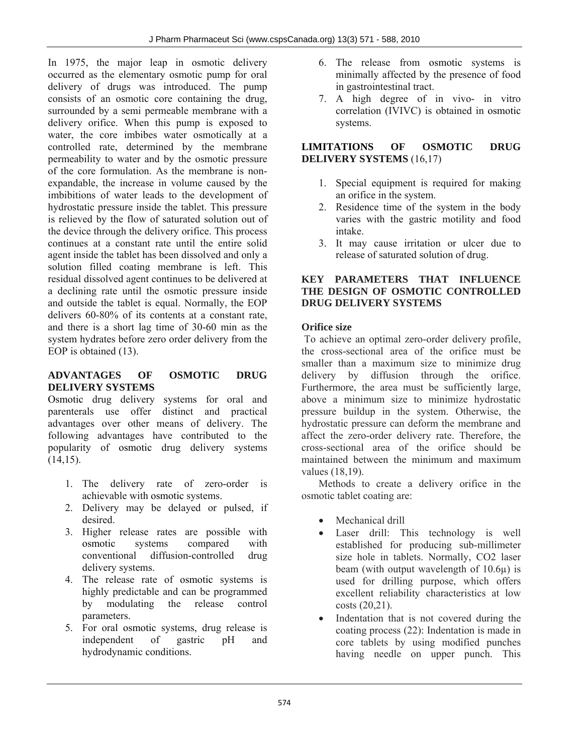In 1975, the major leap in osmotic delivery occurred as the elementary osmotic pump for oral delivery of drugs was introduced. The pump consists of an osmotic core containing the drug, surrounded by a semi permeable membrane with a delivery orifice. When this pump is exposed to water, the core imbibes water osmotically at a controlled rate, determined by the membrane permeability to water and by the osmotic pressure of the core formulation. As the membrane is non-expandable, the increase in volume caused by the imbibitions of water leads to the development of hydrostatic pressure inside the tablet. This pressure is relieved by the flow of saturated solution out of the device through the delivery orifice. This process continues at a constant rate until the entire solid agent inside the tablet has been dissolved and only a solution filled coating membrane is left. This residual dissolved agent continues to be delivered at a declining rate until the osmotic pressure inside and outside the tablet is equal. Normally, the EOP delivers 60-80% of its contents at a constant rate, and there is a short lag time of 30-60 min as the system hydrates before zero order delivery from the EOP is obtained (13).

## ADVANTAGES OF OSMOTIC DRUG DELIVERY SYSTEMS

Osmotic drug delivery systems for oral and parenterals use offer distinct and practical advantages over other means of delivery. The following advantages have contributed to the popularity of osmotic drug delivery systems (14,15).

1. The delivery rate of zero-order is achievable with osmotic systems.
2. Delivery may be delayed or pulsed, if desired.
3. Higher release rates are possible with osmotic systems compared with conventional diffusion-controlled drug delivery systems.
4. The release rate of osmotic systems is highly predictable and can be programmed by modulating the release control parameters.
5. For oral osmotic systems, drug release is independent of gastric pH and hydrodynamic conditions.
6. The release from osmotic systems is minimally affected by the presence of food in gastrointestinal tract.
7. A high degree of in vivo- in vitro correlation (IVIVC) is obtained in osmotic systems.

## LIMITATIONS OF OSMOTIC DRUG DELIVERY SYSTEMS (16,17)

1. Special equipment is required for making an orifice in the system.
2. Residence time of the system in the body varies with the gastric motility and food intake.
3. It may cause irritation or ulcer due to release of saturated solution of drug.

## KEY PARAMETERS THAT INFLUENCE THE DESIGN OF OSMOTIC CONTROLLED DRUG DELIVERY SYSTEMS

### Orifice size

To achieve an optimal zero-order delivery profile, the cross-sectional area of the orifice must be smaller than a maximum size to minimize drug delivery by diffusion through the orifice. Furthermore, the area must be sufficiently large, above a minimum size to minimize hydrostatic pressure buildup in the system. Otherwise, the hydrostatic pressure can deform the membrane and affect the zero-order delivery rate. Therefore, the cross-sectional area of the orifice should be maintained between the minimum and maximum values (18,19).

Methods to create a delivery orifice in the osmotic tablet coating are:

- Mechanical drill
- Laser drill: This technology is well established for producing sub-millimeter size hole in tablets. Normally, $CO_2$ laser beam (with output wavelength of 10.6μ) is used for drilling purpose, which offers excellent reliability characteristics at low costs (20,21).
- Indentation that is not covered during the coating process (22): Indentation is made in core tablets by using modified punches having needle on upper punch. This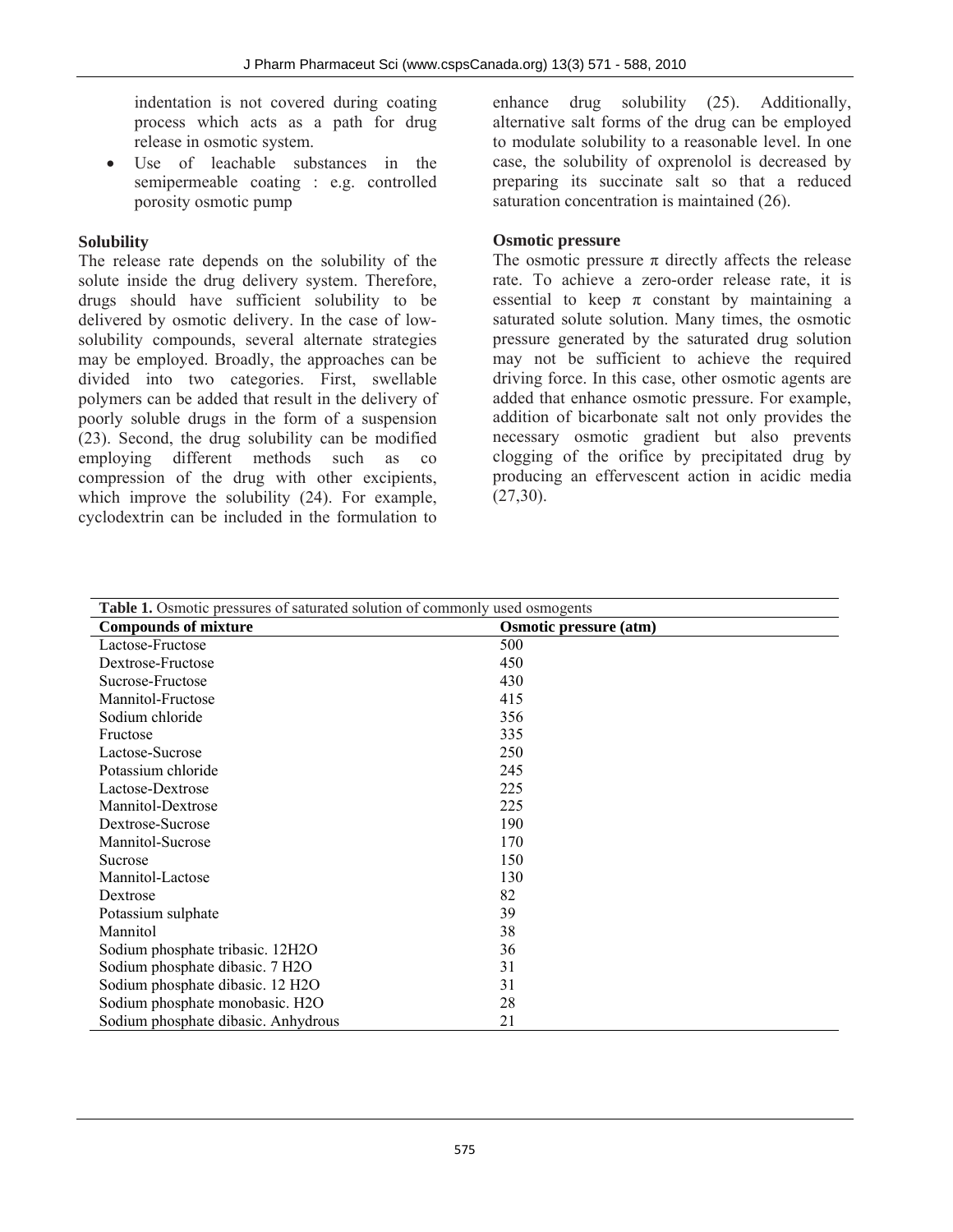indentation is not covered during coating process which acts as a path for drug release in osmotic system.

- Use of leachable substances in the semipermeable coating : e.g. controlled porosity osmotic pump

**Solubility**

The release rate depends on the solubility of the solute inside the drug delivery system. Therefore, drugs should have sufficient solubility to be delivered by osmotic delivery. In the case of low-solubility compounds, several alternate strategies may be employed. Broadly, the approaches can be divided into two categories. First, swellable polymers can be added that result in the delivery of poorly soluble drugs in the form of a suspension (23). Second, the drug solubility can be modified employing different methods such as co compression of the drug with other excipients, which improve the solubility (24). For example, cyclodextrin can be included in the formulation to enhance drug solubility (25). Additionally, alternative salt forms of the drug can be employed to modulate solubility to a reasonable level. In one case, the solubility of oxprenolol is decreased by preparing its succinate salt so that a reduced saturation concentration is maintained (26).

**Osmotic pressure**

The osmotic pressure $\pi$ directly affects the release rate. To achieve a zero-order release rate, it is essential to keep $\pi$ constant by maintaining a saturated solute solution. Many times, the osmotic pressure generated by the saturated drug solution may not be sufficient to achieve the required driving force. In this case, other osmotic agents are added that enhance osmotic pressure. For example, addition of bicarbonate salt not only provides the necessary osmotic gradient but also prevents clogging of the orifice by precipitated drug by producing an effervescent action in acidic media (27,30).

**Table 1.** Osmotic pressures of saturated solution of commonly used osmogents

| Compounds of mixture | Osmotic pressure (atm) |
|---|---|
| Lactose-Fructose | 500 |
| Dextrose-Fructose | 450 |
| Sucrose-Fructose | 430 |
| Mannitol-Fructose | 415 |
| Sodium chloride | 356 |
| Fructose | 335 |
| Lactose-Sucrose | 250 |
| Potassium chloride | 245 |
| Lactose-Dextrose | 225 |
| Mannitol-Dextrose | 225 |
| Dextrose-Sucrose | 190 |
| Mannitol-Sucrose | 170 |
| Sucrose | 150 |
| Mannitol-Lactose | 130 |
| Dextrose | 82 |
| Potassium sulphate | 39 |
| Mannitol | 38 |
| Sodium phosphate tribasic. $12H_2O$ | 36 |
| Sodium phosphate dibasic. $7 H_2O$ | 31 |
| Sodium phosphate dibasic. $12 H_2O$ | 31 |
| Sodium phosphate monobasic. $H_2O$ | 28 |
| Sodium phosphate dibasic. Anhydrous | 21 |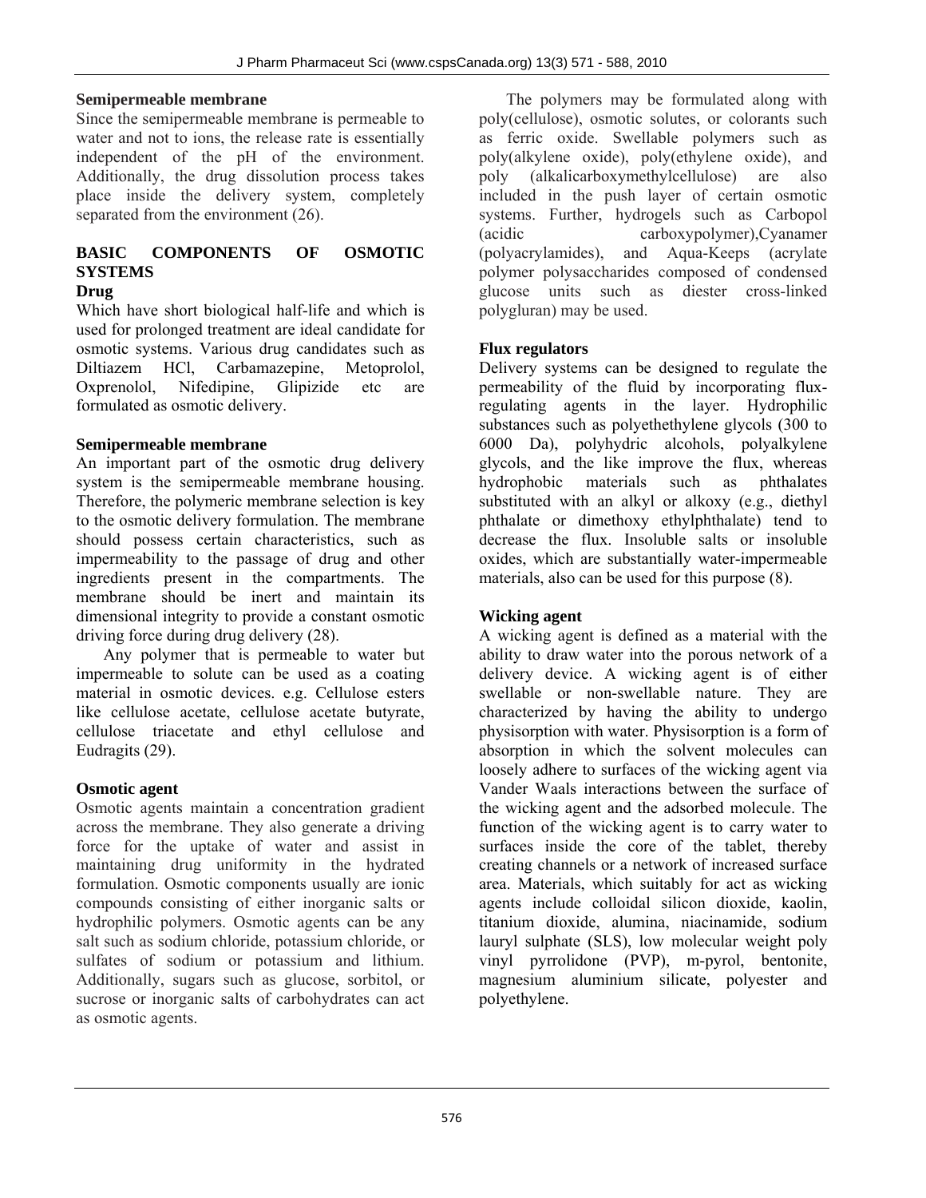### Semipermeable membrane

Since the semipermeable membrane is permeable to water and not to ions, the release rate is essentially independent of the pH of the environment. Additionally, the drug dissolution process takes place inside the delivery system, completely separated from the environment (26).

## BASIC COMPONENTS OF OSMOTIC SYSTEMS

### Drug

Which have short biological half-life and which is used for prolonged treatment are ideal candidate for osmotic systems. Various drug candidates such as Diltiazem HCl, Carbamazepine, Metoprolol, Oxprenolol, Nifedipine, Glipizide etc are formulated as osmotic delivery.

### Semipermeable membrane

An important part of the osmotic drug delivery system is the semipermeable membrane housing. Therefore, the polymeric membrane selection is key to the osmotic delivery formulation. The membrane should possess certain characteristics, such as impermeability to the passage of drug and other ingredients present in the compartments. The membrane should be inert and maintain its dimensional integrity to provide a constant osmotic driving force during drug delivery (28).

Any polymer that is permeable to water but impermeable to solute can be used as a coating material in osmotic devices. e.g. Cellulose esters like cellulose acetate, cellulose acetate butyrate, cellulose triacetate and ethyl cellulose and Eudragits (29).

### Osmotic agent

Osmotic agents maintain a concentration gradient across the membrane. They also generate a driving force for the uptake of water and assist in maintaining drug uniformity in the hydrated formulation. Osmotic components usually are ionic compounds consisting of either inorganic salts or hydrophilic polymers. Osmotic agents can be any salt such as sodium chloride, potassium chloride, or sulfates of sodium or potassium and lithium. Additionally, sugars such as glucose, sorbitol, or sucrose or inorganic salts of carbohydrates can act as osmotic agents.

The polymers may be formulated along with poly(cellulose), osmotic solutes, or colorants such as ferric oxide. Swellable polymers such as poly(alkylene oxide), poly(ethylene oxide), and poly (alkalicarboxymethylcellulose) are also included in the push layer of certain osmotic systems. Further, hydrogels such as Carbopol (acidic carboxypolymer),Cyanamer (polyacrylamides), and Aqua-Keeps (acrylate polymer polysaccharides composed of condensed glucose units such as diester cross-linked polygluran) may be used.

### Flux regulators

Delivery systems can be designed to regulate the permeability of the fluid by incorporating flux-regulating agents in the layer. Hydrophilic substances such as polyethethylene glycols (300 to 6000 Da), polyhydric alcohols, polyalkylene glycols, and the like improve the flux, whereas hydrophobic materials such as phthalates substituted with an alkyl or alkoxy (e.g., diethyl phthalate or dimethoxy ethylphthalate) tend to decrease the flux. Insoluble salts or insoluble oxides, which are substantially water-impermeable materials, also can be used for this purpose (8).

### Wicking agent

A wicking agent is defined as a material with the ability to draw water into the porous network of a delivery device. A wicking agent is of either swellable or non-swellable nature. They are characterized by having the ability to undergo physisorption with water. Physisorption is a form of absorption in which the solvent molecules can loosely adhere to surfaces of the wicking agent via Vander Waals interactions between the surface of the wicking agent and the adsorbed molecule. The function of the wicking agent is to carry water to surfaces inside the core of the tablet, thereby creating channels or a network of increased surface area. Materials, which suitably for act as wicking agents include colloidal silicon dioxide, kaolin, titanium dioxide, alumina, niacinamide, sodium lauryl sulphate (SLS), low molecular weight poly vinyl pyrrolidone (PVP), m-pyrol, bentonite, magnesium aluminium silicate, polyester and polyethylene.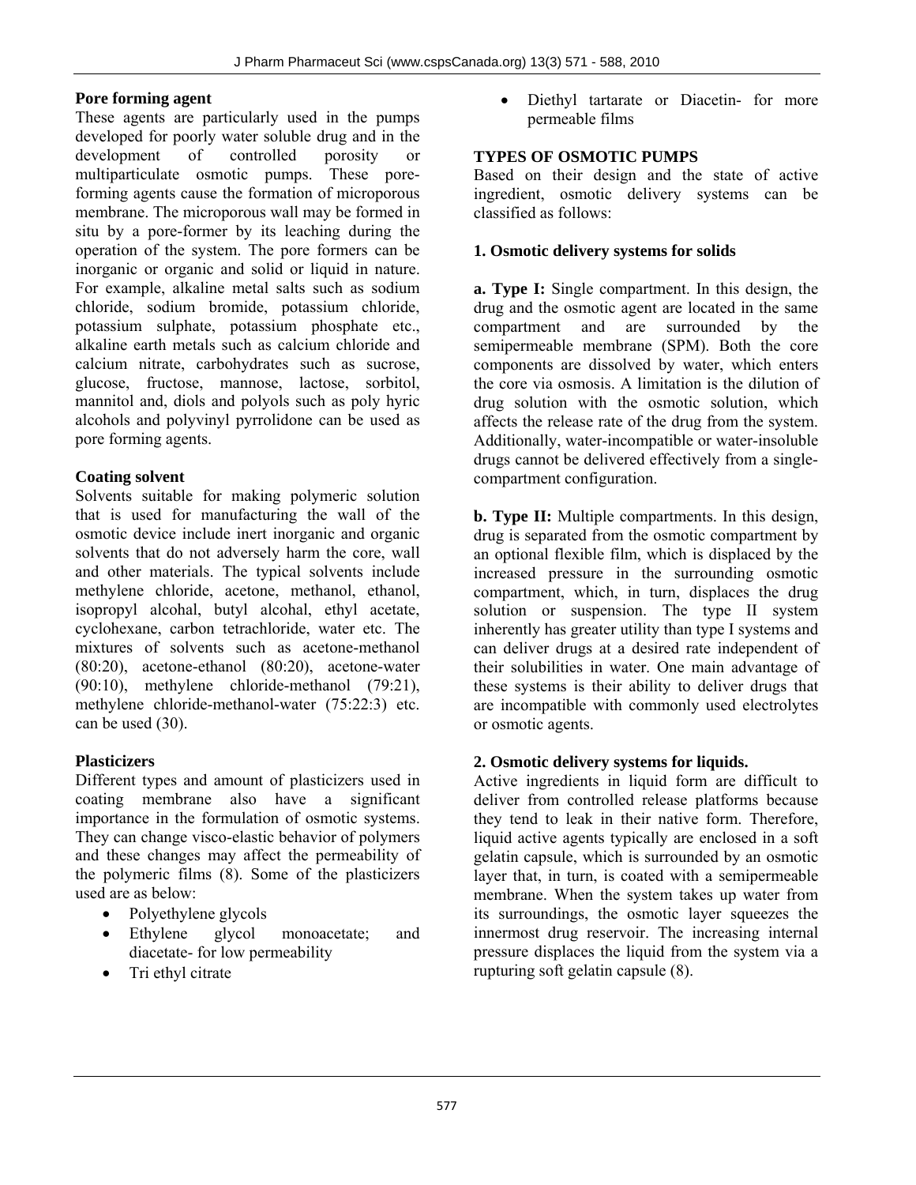**Pore forming agent**

These agents are particularly used in the pumps developed for poorly water soluble drug and in the development of controlled porosity or multiparticulate osmotic pumps. These pore-forming agents cause the formation of microporous membrane. The microporous wall may be formed in situ by a pore-former by its leaching during the operation of the system. The pore formers can be inorganic or organic and solid or liquid in nature. For example, alkaline metal salts such as sodium chloride, sodium bromide, potassium chloride, potassium sulphate, potassium phosphate etc., alkaline earth metals such as calcium chloride and calcium nitrate, carbohydrates such as sucrose, glucose, fructose, mannose, lactose, sorbitol, mannitol and, diols and polyols such as poly hyric alcohols and polyvinyl pyrrolidone can be used as pore forming agents.

**Coating solvent**

Solvents suitable for making polymeric solution that is used for manufacturing the wall of the osmotic device include inert inorganic and organic solvents that do not adversely harm the core, wall and other materials. The typical solvents include methylene chloride, acetone, methanol, ethanol, isopropyl alcohal, butyl alcohal, ethyl acetate, cyclohexane, carbon tetrachloride, water etc. The mixtures of solvents such as acetone-methanol (80:20), acetone-ethanol (80:20), acetone-water (90:10), methylene chloride-methanol (79:21), methylene chloride-methanol-water (75:22:3) etc. can be used (30).

**Plasticizers**

Different types and amount of plasticizers used in coating membrane also have a significant importance in the formulation of osmotic systems. They can change visco-elastic behavior of polymers and these changes may affect the permeability of the polymeric films (8). Some of the plasticizers used are as below:

- Polyethylene glycols
- Ethylene glycol monoacetate; and diacetate- for low permeability
- Tri ethyl citrate
- Diethyl tartarate or Diacetin- for more permeable films

**TYPES OF OSMOTIC PUMPS**

Based on their design and the state of active ingredient, osmotic delivery systems can be classified as follows:

**1. Osmotic delivery systems for solids**

**a. Type I:** Single compartment. In this design, the drug and the osmotic agent are located in the same compartment and are surrounded by the semipermeable membrane (SPM). Both the core components are dissolved by water, which enters the core via osmosis. A limitation is the dilution of drug solution with the osmotic solution, which affects the release rate of the drug from the system. Additionally, water-incompatible or water-insoluble drugs cannot be delivered effectively from a single-compartment configuration.

**b. Type II:** Multiple compartments. In this design, drug is separated from the osmotic compartment by an optional flexible film, which is displaced by the increased pressure in the surrounding osmotic compartment, which, in turn, displaces the drug solution or suspension. The type II system inherently has greater utility than type I systems and can deliver drugs at a desired rate independent of their solubilities in water. One main advantage of these systems is their ability to deliver drugs that are incompatible with commonly used electrolytes or osmotic agents.

**2. Osmotic delivery systems for liquids.**

Active ingredients in liquid form are difficult to deliver from controlled release platforms because they tend to leak in their native form. Therefore, liquid active agents typically are enclosed in a soft gelatin capsule, which is surrounded by an osmotic layer that, in turn, is coated with a semipermeable membrane. When the system takes up water from its surroundings, the osmotic layer squeezes the innermost drug reservoir. The increasing internal pressure displaces the liquid from the system via a rupturing soft gelatin capsule (8).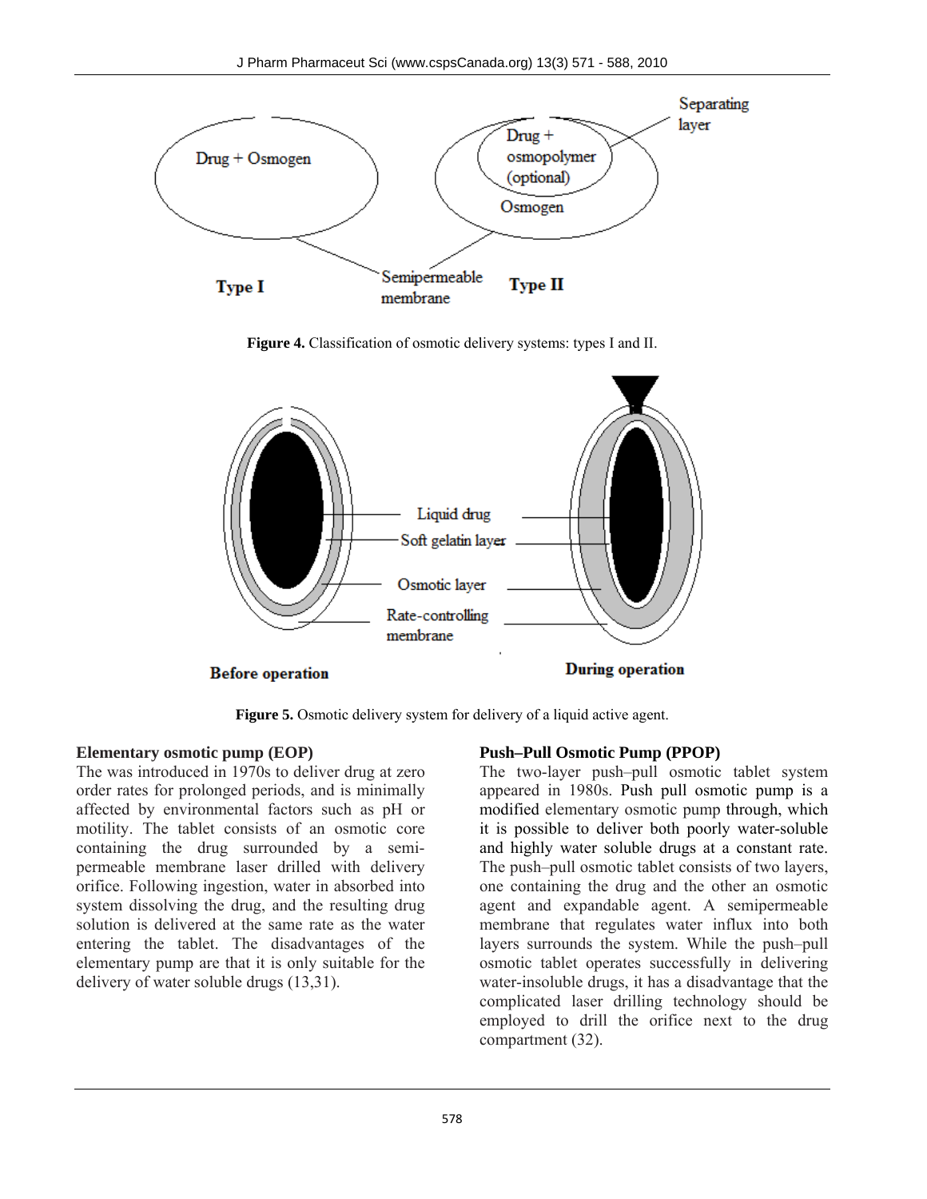Figure 4. Classification of osmotic delivery systems: types I and II.

Figure 5. Osmotic delivery system for delivery of a liquid active agent.

**Elementary osmotic pump (EOP)**

The was introduced in 1970s to deliver drug at zero order rates for prolonged periods, and is minimally affected by environmental factors such as pH or motility. The tablet consists of an osmotic core containing the drug surrounded by a semi-permeable membrane laser drilled with delivery orifice. Following ingestion, water in absorbed into system dissolving the drug, and the resulting drug solution is delivered at the same rate as the water entering the tablet. The disadvantages of the elementary pump are that it is only suitable for the delivery of water soluble drugs (13,31).

**Push–Pull Osmotic Pump (PPOP)**

The two-layer push–pull osmotic tablet system appeared in 1980s. Push pull osmotic pump is a modified elementary osmotic pump through, which it is possible to deliver both poorly water-soluble and highly water soluble drugs at a constant rate. The push–pull osmotic tablet consists of two layers, one containing the drug and the other an osmotic agent and expandable agent. A semipermeable membrane that regulates water influx into both layers surrounds the system. While the push–pull osmotic tablet operates successfully in delivering water-insoluble drugs, it has a disadvantage that the complicated laser drilling technology should be employed to drill the orifice next to the drug compartment (32).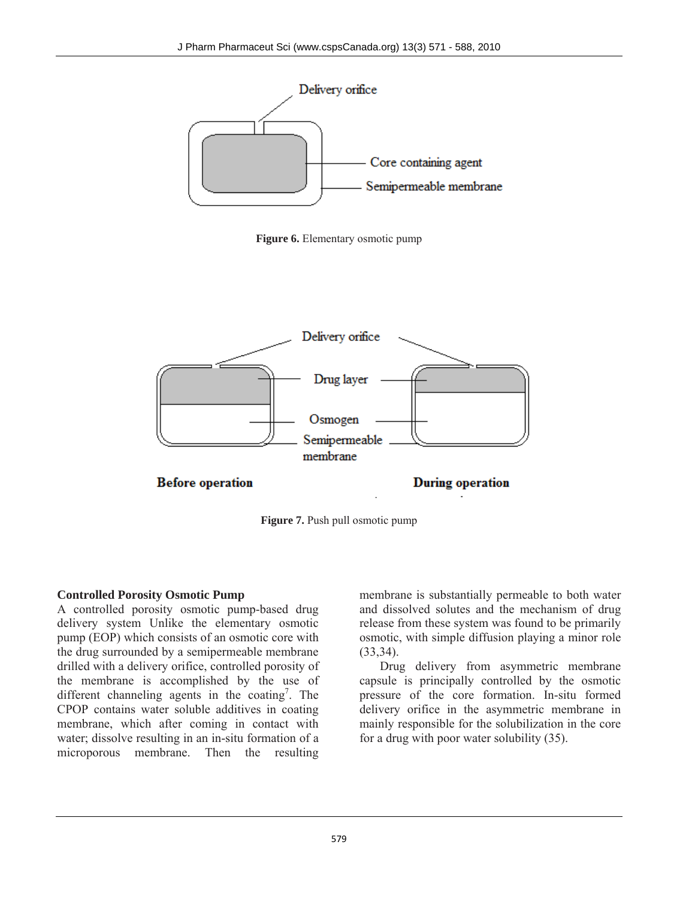Figure 6. Elementary osmotic pump

Figure 7. Push pull osmotic pump

**Controlled Porosity Osmotic Pump**

A controlled porosity osmotic pump-based drug delivery system Unlike the elementary osmotic pump (EOP) which consists of an osmotic core with the drug surrounded by a semipermeable membrane drilled with a delivery orifice, controlled porosity of the membrane is accomplished by the use of different channeling agents in the coating[7]. The CPOP contains water soluble additives in coating membrane, which after coming in contact with water; dissolve resulting in an in-situ formation of a microporous membrane. Then the resulting membrane is substantially permeable to both water and dissolved solutes and the mechanism of drug release from these system was found to be primarily osmotic, with simple diffusion playing a minor role (33,34).

Drug delivery from asymmetric membrane capsule is principally controlled by the osmotic pressure of the core formation. In-situ formed delivery orifice in the asymmetric membrane in mainly responsible for the solubilization in the core for a drug with poor water solubility (35).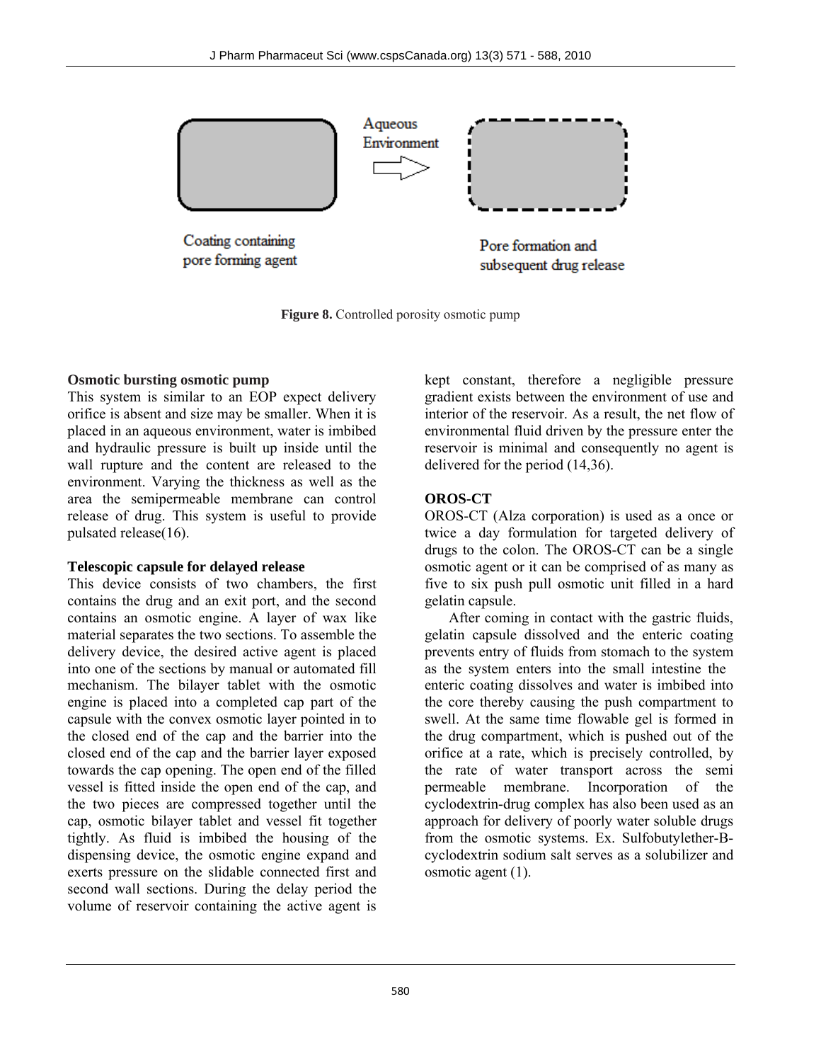Coating containing pore forming agent

Aqueous Environment

Pore formation and subsequent drug release

**Figure 8.** Controlled porosity osmotic pump

**Osmotic bursting osmotic pump**

This system is similar to an EOP expect delivery orifice is absent and size may be smaller. When it is placed in an aqueous environment, water is imbibed and hydraulic pressure is built up inside until the wall rupture and the content are released to the environment. Varying the thickness as well as the area the semipermeable membrane can control release of drug. This system is useful to provide pulsated release(16).

**Telescopic capsule for delayed release**

This device consists of two chambers, the first contains the drug and an exit port, and the second contains an osmotic engine. A layer of wax like material separates the two sections. To assemble the delivery device, the desired active agent is placed into one of the sections by manual or automated fill mechanism. The bilayer tablet with the osmotic engine is placed into a completed cap part of the capsule with the convex osmotic layer pointed in to the closed end of the cap and the barrier into the closed end of the cap and the barrier layer exposed towards the cap opening. The open end of the filled vessel is fitted inside the open end of the cap, and the two pieces are compressed together until the cap, osmotic bilayer tablet and vessel fit together tightly. As fluid is imbibed the housing of the dispensing device, the osmotic engine expand and exerts pressure on the slidable connected first and second wall sections. During the delay period the volume of reservoir containing the active agent is kept constant, therefore a negligible pressure gradient exists between the environment of use and interior of the reservoir. As a result, the net flow of environmental fluid driven by the pressure enter the reservoir is minimal and consequently no agent is delivered for the period (14,36).

**OROS-CT**

OROS-CT (Alza corporation) is used as a once or twice a day formulation for targeted delivery of drugs to the colon. The OROS-CT can be a single osmotic agent or it can be comprised of as many as five to six push pull osmotic unit filled in a hard gelatin capsule.

After coming in contact with the gastric fluids, gelatin capsule dissolved and the enteric coating prevents entry of fluids from stomach to the system as the system enters into the small intestine the enteric coating dissolves and water is imbibed into the core thereby causing the push compartment to swell. At the same time flowable gel is formed in the drug compartment, which is pushed out of the orifice at a rate, which is precisely controlled, by the rate of water transport across the semi permeable membrane. Incorporation of the cyclodextrin-drug complex has also been used as an approach for delivery of poorly water soluble drugs from the osmotic systems. Ex. Sulfobutylether-B-cyclodextrin sodium salt serves as a solubilizer and osmotic agent (1).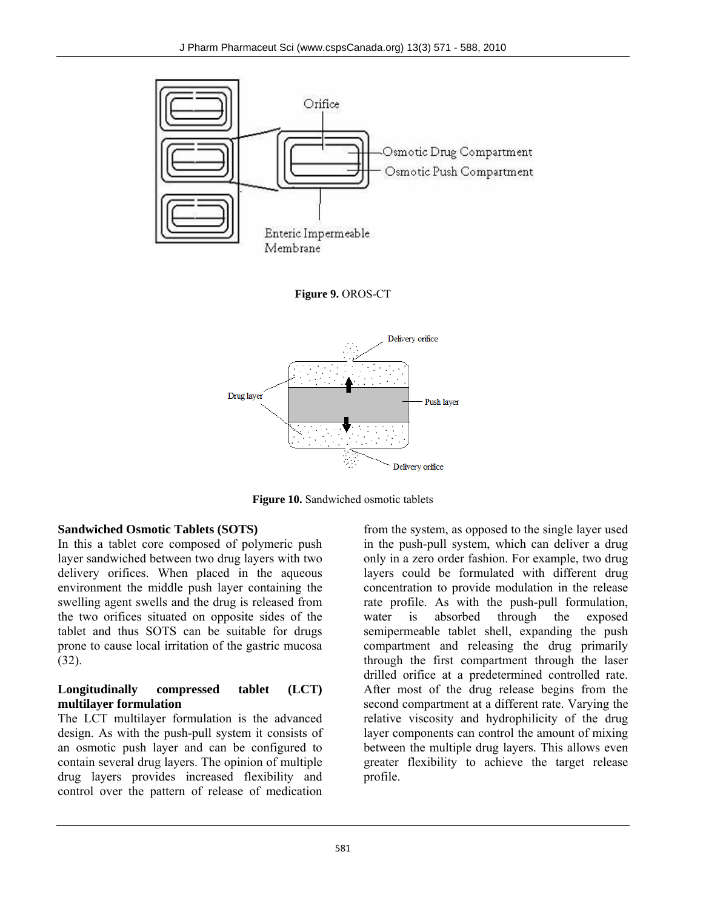**Figure 9.** OROS-CT

**Figure 10.** Sandwiched osmotic tablets

**Sandwiched Osmotic Tablets (SOTS)**

In this a tablet core composed of polymeric push layer sandwiched between two drug layers with two delivery orifices. When placed in the aqueous environment the middle push layer containing the swelling agent swells and the drug is released from the two orifices situated on opposite sides of the tablet and thus SOTS can be suitable for drugs prone to cause local irritation of the gastric mucosa (32).

**Longitudinally compressed tablet (LCT) multilayer formulation**

The LCT multilayer formulation is the advanced design. As with the push-pull system it consists of an osmotic push layer and can be configured to contain several drug layers. The opinion of multiple drug layers provides increased flexibility and control over the pattern of release of medication from the system, as opposed to the single layer used in the push-pull system, which can deliver a drug only in a zero order fashion. For example, two drug layers could be formulated with different drug concentration to provide modulation in the release rate profile. As with the push-pull formulation, water is absorbed through the exposed semipermeable tablet shell, expanding the push compartment and releasing the drug primarily through the first compartment through the laser drilled orifice at a predetermined controlled rate. After most of the drug release begins from the second compartment at a different rate. Varying the relative viscosity and hydrophilicity of the drug layer components can control the amount of mixing between the multiple drug layers. This allows even greater flexibility to achieve the target release profile.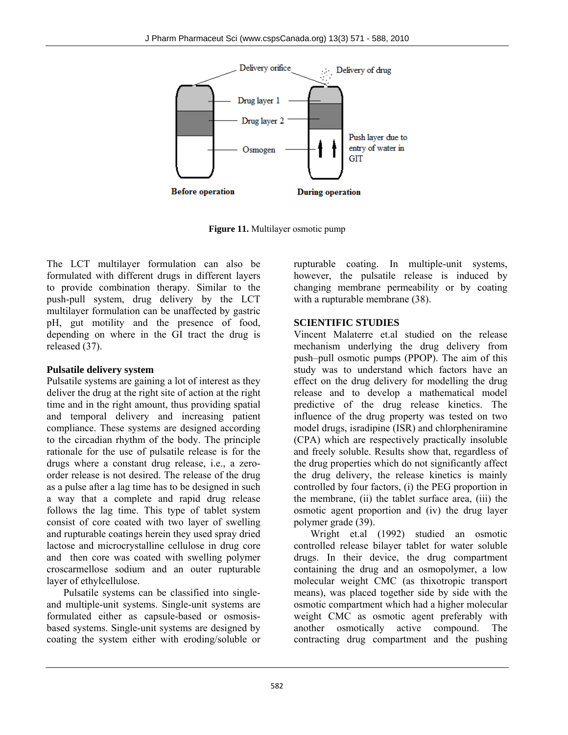**Figure 11.** Multilayer osmotic pump

The LCT multilayer formulation can also be formulated with different drugs in different layers to provide combination therapy. Similar to the push-pull system, drug delivery by the LCT multilayer formulation can be unaffected by gastric pH, gut motility and the presence of food, depending on where in the GI tract the drug is released (37).

### Pulsatile delivery system

Pulsatile systems are gaining a lot of interest as they deliver the drug at the right site of action at the right time and in the right amount, thus providing spatial and temporal delivery and increasing patient compliance. These systems are designed according to the circadian rhythm of the body. The principle rationale for the use of pulsatile release is for the drugs where a constant drug release, i.e., a zero-order release is not desired. The release of the drug as a pulse after a lag time has to be designed in such a way that a complete and rapid drug release follows the lag time. This type of tablet system consist of core coated with two layer of swelling and rupturable coatings herein they used spray dried lactose and microcrystalline cellulose in drug core and then core was coated with swelling polymer croscarmellose sodium and an outer rupturable layer of ethylcellulose.

Pulsatile systems can be classified into single- and multiple-unit systems. Single-unit systems are formulated either as capsule-based or osmosis-based systems. Single-unit systems are designed by coating the system either with eroding/soluble or rupturable coating. In multiple-unit systems, however, the pulsatile release is induced by changing membrane permeability or by coating with a rupturable membrane (38).

## SCIENTIFIC STUDIES

Vincent Malaterre et.al studied on the release mechanism underlying the drug delivery from push–pull osmotic pumps (PPOP). The aim of this study was to understand which factors have an effect on the drug delivery for modelling the drug release and to develop a mathematical model predictive of the drug release kinetics. The influence of the drug property was tested on two model drugs, isradipine (ISR) and chlorpheniramine (CPA) which are respectively practically insoluble and freely soluble. Results show that, regardless of the drug properties which do not significantly affect the drug delivery, the release kinetics is mainly controlled by four factors, (i) the PEG proportion in the membrane, (ii) the tablet surface area, (iii) the osmotic agent proportion and (iv) the drug layer polymer grade (39).

Wright et.al (1992) studied an osmotic controlled release bilayer tablet for water soluble drugs. In their device, the drug compartment containing the drug and an osmopolymer, a low molecular weight CMC (as thixotropic transport means), was placed together side by side with the osmotic compartment which had a higher molecular weight CMC as osmotic agent preferably with another osmotically active compound. The contracting drug compartment and the pushing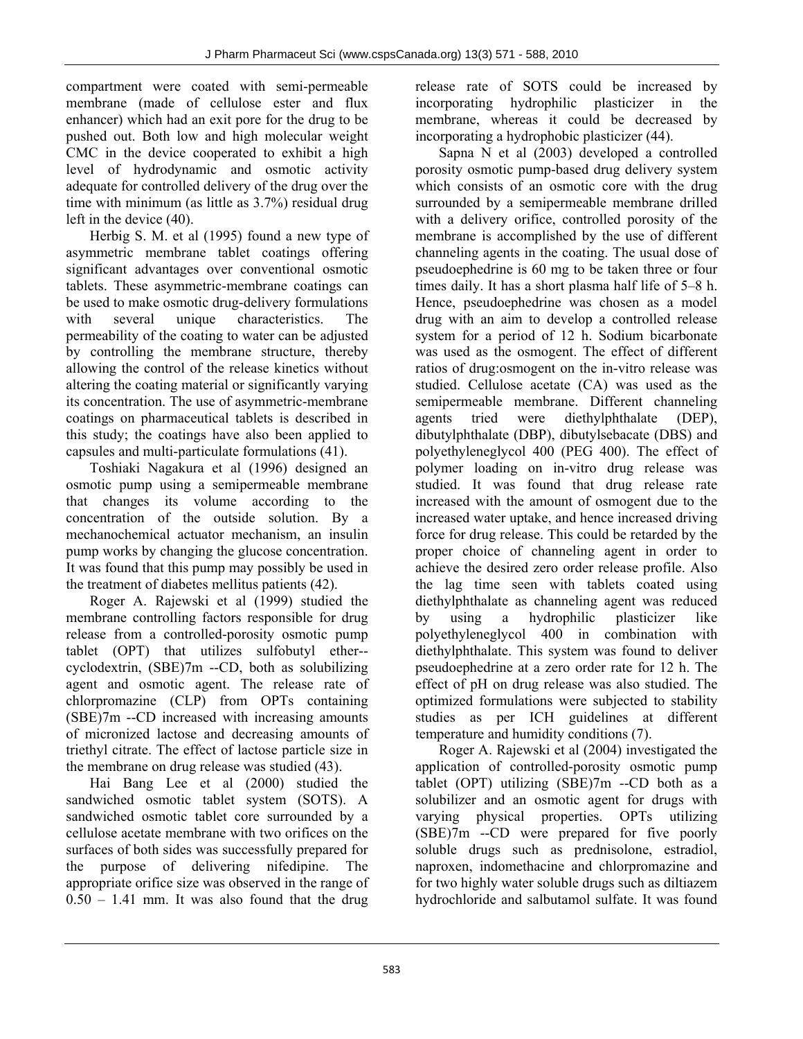compartment were coated with semi-permeable membrane (made of cellulose ester and flux enhancer) which had an exit pore for the drug to be pushed out. Both low and high molecular weight CMC in the device cooperated to exhibit a high level of hydrodynamic and osmotic activity adequate for controlled delivery of the drug over the time with minimum (as little as 3.7%) residual drug left in the device (40).

Herbig S. M. et al (1995) found a new type of asymmetric membrane tablet coatings offering significant advantages over conventional osmotic tablets. These asymmetric-membrane coatings can be used to make osmotic drug-delivery formulations with several unique characteristics. The permeability of the coating to water can be adjusted by controlling the membrane structure, thereby allowing the control of the release kinetics without altering the coating material or significantly varying its concentration. The use of asymmetric-membrane coatings on pharmaceutical tablets is described in this study; the coatings have also been applied to capsules and multi-particulate formulations (41).

Toshiaki Nagakura et al (1996) designed an osmotic pump using a semipermeable membrane that changes its volume according to the concentration of the outside solution. By a mechanochemical actuator mechanism, an insulin pump works by changing the glucose concentration. It was found that this pump may possibly be used in the treatment of diabetes mellitus patients (42).

Roger A. Rajewski et al (1999) studied the membrane controlling factors responsible for drug release from a controlled-porosity osmotic pump tablet (OPT) that utilizes sulfobutyl ether--cyclodextrin, (SBE)7m --CD, both as solubilizing agent and osmotic agent. The release rate of chlorpromazine (CLP) from OPTs containing (SBE)7m --CD increased with increasing amounts of micronized lactose and decreasing amounts of triethyl citrate. The effect of lactose particle size in the membrane on drug release was studied (43).

Hai Bang Lee et al (2000) studied the sandwiched osmotic tablet system (SOTS). A sandwiched osmotic tablet core surrounded by a cellulose acetate membrane with two orifices on the surfaces of both sides was successfully prepared for the purpose of delivering nifedipine. The appropriate orifice size was observed in the range of 0.50 – 1.41 mm. It was also found that the drug release rate of SOTS could be increased by incorporating hydrophilic plasticizer in the membrane, whereas it could be decreased by incorporating a hydrophobic plasticizer (44).

Sapna N et al (2003) developed a controlled porosity osmotic pump-based drug delivery system which consists of an osmotic core with the drug surrounded by a semipermeable membrane drilled with a delivery orifice, controlled porosity of the membrane is accomplished by the use of different channeling agents in the coating. The usual dose of pseudoephedrine is 60 mg to be taken three or four times daily. It has a short plasma half life of 5–8 h. Hence, pseudoephedrine was chosen as a model drug with an aim to develop a controlled release system for a period of 12 h. Sodium bicarbonate was used as the osmogent. The effect of different ratios of drug:osmogent on the in-vitro release was studied. Cellulose acetate (CA) was used as the semipermeable membrane. Different channeling agents tried were diethylphthalate (DEP), dibutylphthalate (DBP), dibutylsebacate (DBS) and polyethyleneglycol 400 (PEG 400). The effect of polymer loading on in-vitro drug release was studied. It was found that drug release rate increased with the amount of osmogent due to the increased water uptake, and hence increased driving force for drug release. This could be retarded by the proper choice of channeling agent in order to achieve the desired zero order release profile. Also the lag time seen with tablets coated using diethylphthalate as channeling agent was reduced by using a hydrophilic plasticizer like polyethyleneglycol 400 in combination with diethylphthalate. This system was found to deliver pseudoephedrine at a zero order rate for 12 h. The effect of pH on drug release was also studied. The optimized formulations were subjected to stability studies as per ICH guidelines at different temperature and humidity conditions (7).

Roger A. Rajewski et al (2004) investigated the application of controlled-porosity osmotic pump tablet (OPT) utilizing (SBE)7m --CD both as a solubilizer and an osmotic agent for drugs with varying physical properties. OPTs utilizing (SBE)7m --CD were prepared for five poorly soluble drugs such as prednisolone, estradiol, naproxen, indomethacine and chlorpromazine and for two highly water soluble drugs such as diltiazem hydrochloride and salbutamol sulfate. It was found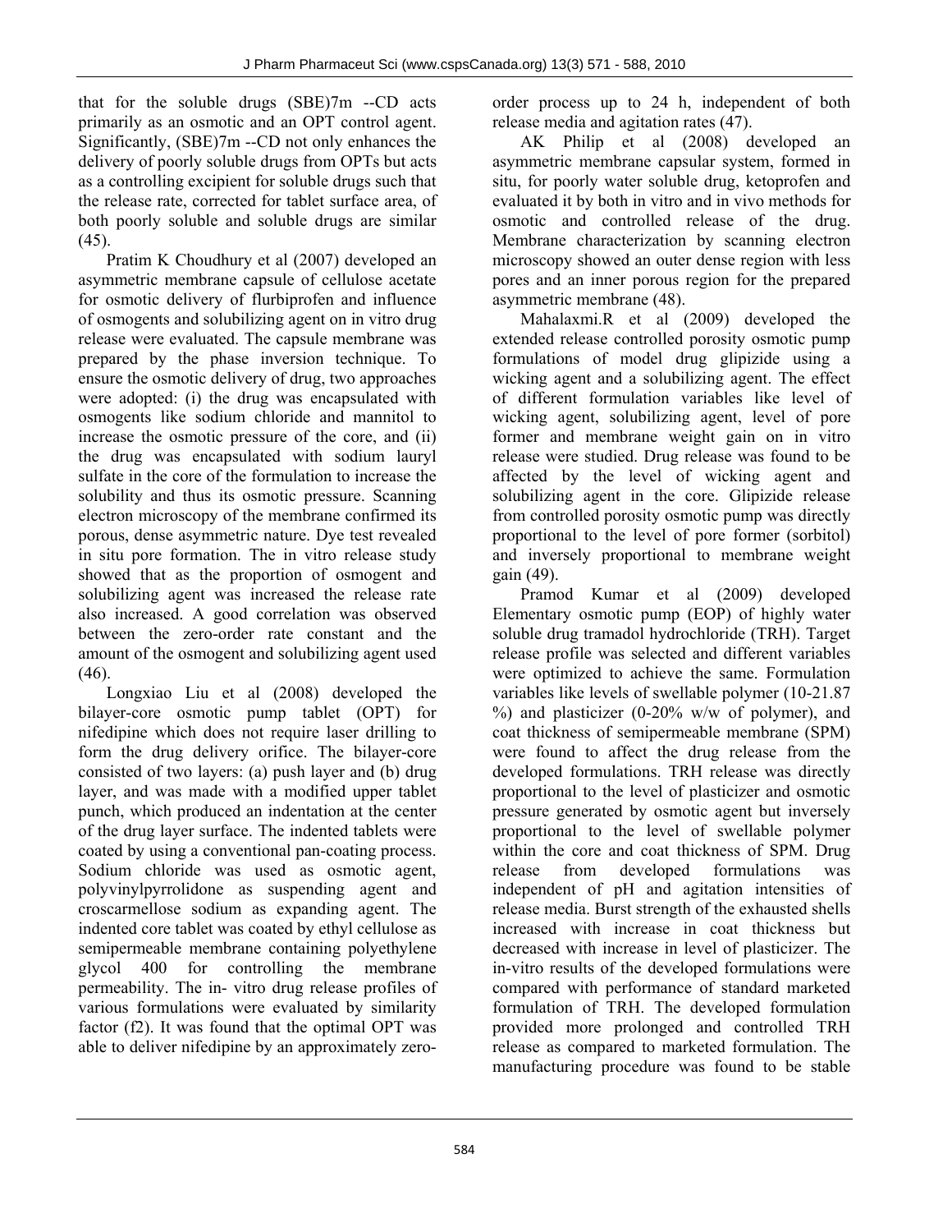that for the soluble drugs (SBE)7m --CD acts primarily as an osmotic and an OPT control agent. Significantly, (SBE)7m --CD not only enhances the delivery of poorly soluble drugs from OPTs but acts as a controlling excipient for soluble drugs such that the release rate, corrected for tablet surface area, of both poorly soluble and soluble drugs are similar (45).

Pratim K Choudhury et al (2007) developed an asymmetric membrane capsule of cellulose acetate for osmotic delivery of flurbiprofen and influence of osmogents and solubilizing agent on in vitro drug release were evaluated. The capsule membrane was prepared by the phase inversion technique. To ensure the osmotic delivery of drug, two approaches were adopted: (i) the drug was encapsulated with osmogents like sodium chloride and mannitol to increase the osmotic pressure of the core, and (ii) the drug was encapsulated with sodium lauryl sulfate in the core of the formulation to increase the solubility and thus its osmotic pressure. Scanning electron microscopy of the membrane confirmed its porous, dense asymmetric nature. Dye test revealed in situ pore formation. The in vitro release study showed that as the proportion of osmogent and solubilizing agent was increased the release rate also increased. A good correlation was observed between the zero-order rate constant and the amount of the osmogent and solubilizing agent used (46).

Longxiao Liu et al (2008) developed the bilayer-core osmotic pump tablet (OPT) for nifedipine which does not require laser drilling to form the drug delivery orifice. The bilayer-core consisted of two layers: (a) push layer and (b) drug layer, and was made with a modified upper tablet punch, which produced an indentation at the center of the drug layer surface. The indented tablets were coated by using a conventional pan-coating process. Sodium chloride was used as osmotic agent, polyvinylpyrrolidone as suspending agent and croscarmellose sodium as expanding agent. The indented core tablet was coated by ethyl cellulose as semipermeable membrane containing polyethylene glycol 400 for controlling the membrane permeability. The in- vitro drug release profiles of various formulations were evaluated by similarity factor (f2). It was found that the optimal OPT was able to deliver nifedipine by an approximately zero-order process up to 24 h, independent of both release media and agitation rates (47).

AK Philip et al (2008) developed an asymmetric membrane capsular system, formed in situ, for poorly water soluble drug, ketoprofen and evaluated it by both in vitro and in vivo methods for osmotic and controlled release of the drug. Membrane characterization by scanning electron microscopy showed an outer dense region with less pores and an inner porous region for the prepared asymmetric membrane (48).

Mahalaxmi.R et al (2009) developed the extended release controlled porosity osmotic pump formulations of model drug glipizide using a wicking agent and a solubilizing agent. The effect of different formulation variables like level of wicking agent, solubilizing agent, level of pore former and membrane weight gain on in vitro release were studied. Drug release was found to be affected by the level of wicking agent and solubilizing agent in the core. Glipizide release from controlled porosity osmotic pump was directly proportional to the level of pore former (sorbitol) and inversely proportional to membrane weight gain (49).

Pramod Kumar et al (2009) developed Elementary osmotic pump (EOP) of highly water soluble drug tramadol hydrochloride (TRH). Target release profile was selected and different variables were optimized to achieve the same. Formulation variables like levels of swellable polymer (10-21.87 %) and plasticizer (0-20% w/w of polymer), and coat thickness of semipermeable membrane (SPM) were found to affect the drug release from the developed formulations. TRH release was directly proportional to the level of plasticizer and osmotic pressure generated by osmotic agent but inversely proportional to the level of swellable polymer within the core and coat thickness of SPM. Drug release from developed formulations was independent of pH and agitation intensities of release media. Burst strength of the exhausted shells increased with increase in coat thickness but decreased with increase in level of plasticizer. The in-vitro results of the developed formulations were compared with performance of standard marketed formulation of TRH. The developed formulation provided more prolonged and controlled TRH release as compared to marketed formulation. The manufacturing procedure was found to be stable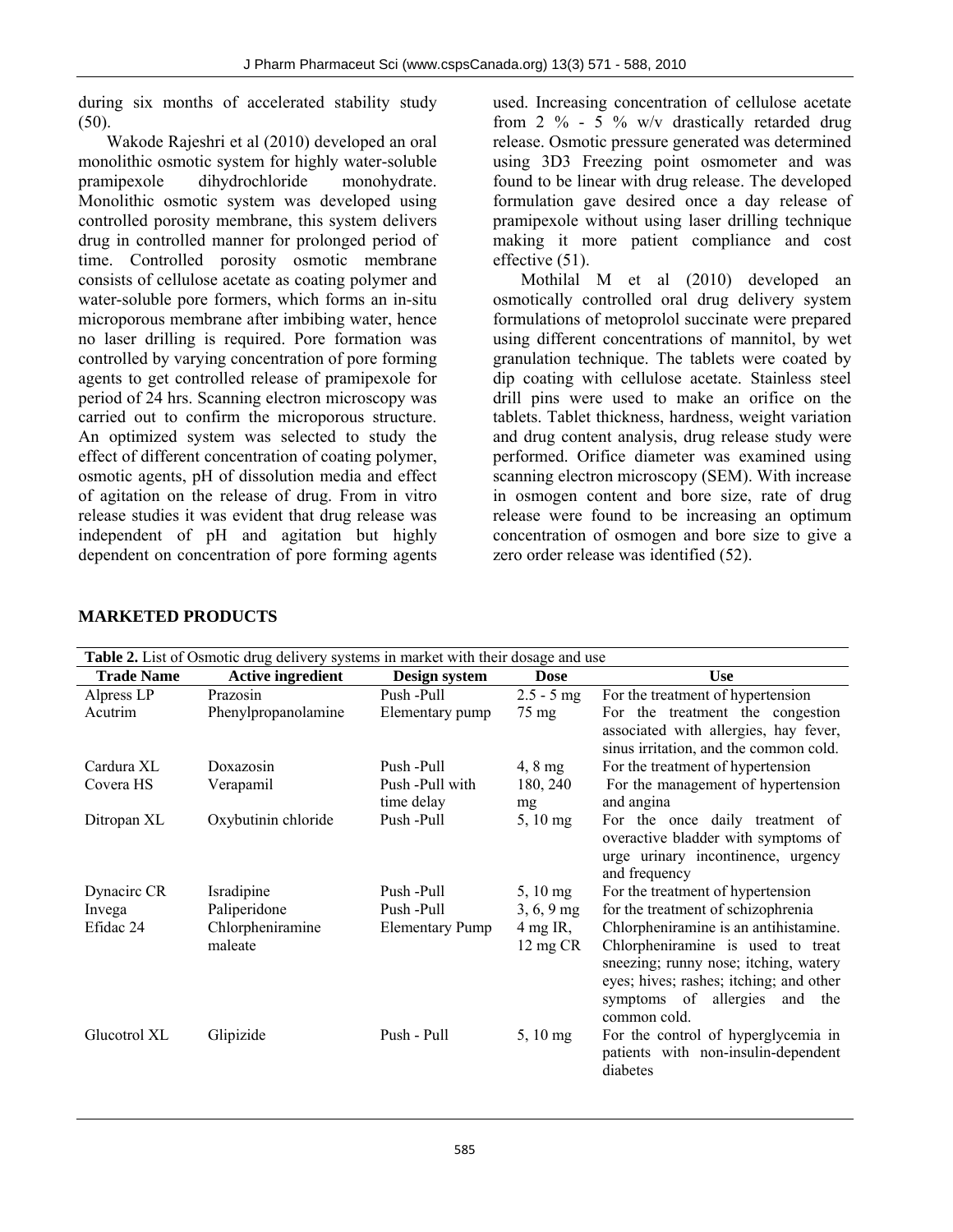during six months of accelerated stability study (50).

Wakode Rajeshri et al (2010) developed an oral monolithic osmotic system for highly water-soluble pramipexole dihydrochloride monohydrate. Monolithic osmotic system was developed using controlled porosity membrane, this system delivers drug in controlled manner for prolonged period of time. Controlled porosity osmotic membrane consists of cellulose acetate as coating polymer and water-soluble pore formers, which forms an in-situ microporous membrane after imbibing water, hence no laser drilling is required. Pore formation was controlled by varying concentration of pore forming agents to get controlled release of pramipexole for period of 24 hrs. Scanning electron microscopy was carried out to confirm the microporous structure. An optimized system was selected to study the effect of different concentration of coating polymer, osmotic agents, pH of dissolution media and effect of agitation on the release of drug. From in vitro release studies it was evident that drug release was independent of pH and agitation but highly dependent on concentration of pore forming agents used. Increasing concentration of cellulose acetate from 2 % - 5 % w/v drastically retarded drug release. Osmotic pressure generated was determined using 3D3 Freezing point osmometer and was found to be linear with drug release. The developed formulation gave desired once a day release of pramipexole without using laser drilling technique making it more patient compliance and cost effective (51).

Mothilal M et al (2010) developed an osmotically controlled oral drug delivery system formulations of metoprolol succinate were prepared using different concentrations of mannitol, by wet granulation technique. The tablets were coated by dip coating with cellulose acetate. Stainless steel drill pins were used to make an orifice on the tablets. Tablet thickness, hardness, weight variation and drug content analysis, drug release study were performed. Orifice diameter was examined using scanning electron microscopy (SEM). With increase in osmogen content and bore size, rate of drug release were found to be increasing an optimum concentration of osmogen and bore size to give a zero order release was identified (52).

## MARKETED PRODUCTS

**Table 2.** List of Osmotic drug delivery systems in market with their dosage and use

| Trade Name | Active ingredient | Design system | Dose | Use |
|---|---|---|---|---|
| Alpress LP | Prazosin | Push -Pull | 2.5 - 5 mg | For the treatment of hypertension |
| Acutrim | Phenylpropanolamine | Elementary pump | 75 mg | For the treatment the congestion associated with allergies, hay fever, sinus irritation, and the common cold. |
| Cardura XL | Doxazosin | Push -Pull | 4, 8 mg | For the treatment of hypertension |
| Covera HS | Verapamil | Push -Pull with time delay | 180, 240 mg | For the management of hypertension and angina |
| Ditropan XL | Oxybutinin chloride | Push -Pull | 5, 10 mg | For the once daily treatment of overactive bladder with symptoms of urge urinary incontinence, urgency and frequency |
| Dynacirc CR | Isradipine | Push -Pull | 5, 10 mg | For the treatment of hypertension |
| Invega | Paliperidone | Push -Pull | 3, 6, 9 mg | for the treatment of schizophrenia |
| Efidac 24 | Chlorpheniramine maleate | Elementary Pump | 4 mg IR, 12 mg CR | Chlorpheniramine is an antihistamine. Chlorpheniramine is used to treat sneezing; runny nose; itching, watery eyes; hives; rashes; itching; and other symptoms of allergies and the common cold. |
| Glucotrol XL | Glipizide | Push - Pull | 5, 10 mg | For the control of hyperglycemia in patients with non-insulin-dependent diabetes |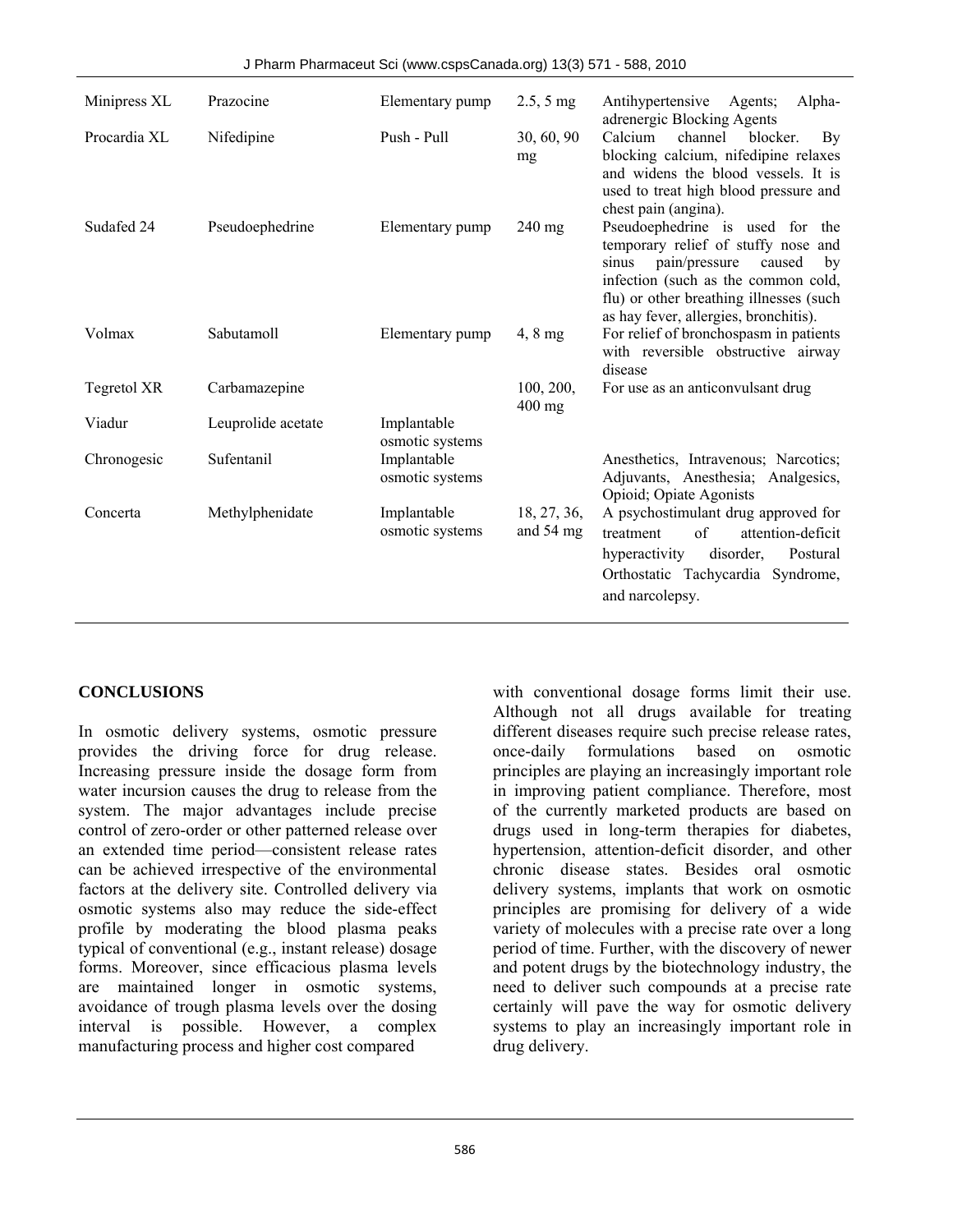| | | | | |
|---|---|---|---|---|
| Minipress XL | Prazocine | Elementary pump | 2.5, 5 mg | Antihypertensive Agents; Alpha-adrenergic Blocking Agents |
| Procardia XL | Nifedipine | Push - Pull | 30, 60, 90 mg | Calcium channel blocker. By blocking calcium, nifedipine relaxes and widens the blood vessels. It is used to treat high blood pressure and chest pain (angina). |
| Sudafed 24 | Pseudoephedrine | Elementary pump | 240 mg | Pseudoephedrine is used for the temporary relief of stuffy nose and sinus pain/pressure caused by infection (such as the common cold, flu) or other breathing illnesses (such as hay fever, allergies, bronchitis). |
| Volmax | Sabutamoll | Elementary pump | 4, 8 mg | For relief of bronchospasm in patients with reversible obstructive airway disease |
| Tegretol XR | Carbamazepine | | 100, 200, 400 mg | For use as an anticonvulsant drug |
| Viadur | Leuprolide acetate | Implantable osmotic systems | | |
| Chronogesic | Sufentanil | Implantable osmotic systems | | Anesthetics, Intravenous; Narcotics; Adjuvants, Anesthesia; Analgesics, Opioid; Opiate Agonists |
| Concerta | Methylphenidate | Implantable osmotic systems | 18, 27, 36, and 54 mg | A psychostimulant drug approved for treatment of attention-deficit hyperactivity disorder, Postural Orthostatic Tachycardia Syndrome, and narcolepsy. |

## CONCLUSIONS

In osmotic delivery systems, osmotic pressure provides the driving force for drug release. Increasing pressure inside the dosage form from water incursion causes the drug to release from the system. The major advantages include precise control of zero-order or other patterned release over an extended time period—consistent release rates can be achieved irrespective of the environmental factors at the delivery site. Controlled delivery via osmotic systems also may reduce the side-effect profile by moderating the blood plasma peaks typical of conventional (e.g., instant release) dosage forms. Moreover, since efficacious plasma levels are maintained longer in osmotic systems, avoidance of trough plasma levels over the dosing interval is possible. However, a complex manufacturing process and higher cost compared with conventional dosage forms limit their use. Although not all drugs available for treating different diseases require such precise release rates, once-daily formulations based on osmotic principles are playing an increasingly important role in improving patient compliance. Therefore, most of the currently marketed products are based on drugs used in long-term therapies for diabetes, hypertension, attention-deficit disorder, and other chronic disease states. Besides oral osmotic delivery systems, implants that work on osmotic principles are promising for delivery of a wide variety of molecules with a precise rate over a long period of time. Further, with the discovery of newer and potent drugs by the biotechnology industry, the need to deliver such compounds at a precise rate certainly will pave the way for osmotic delivery systems to play an increasingly important role in drug delivery.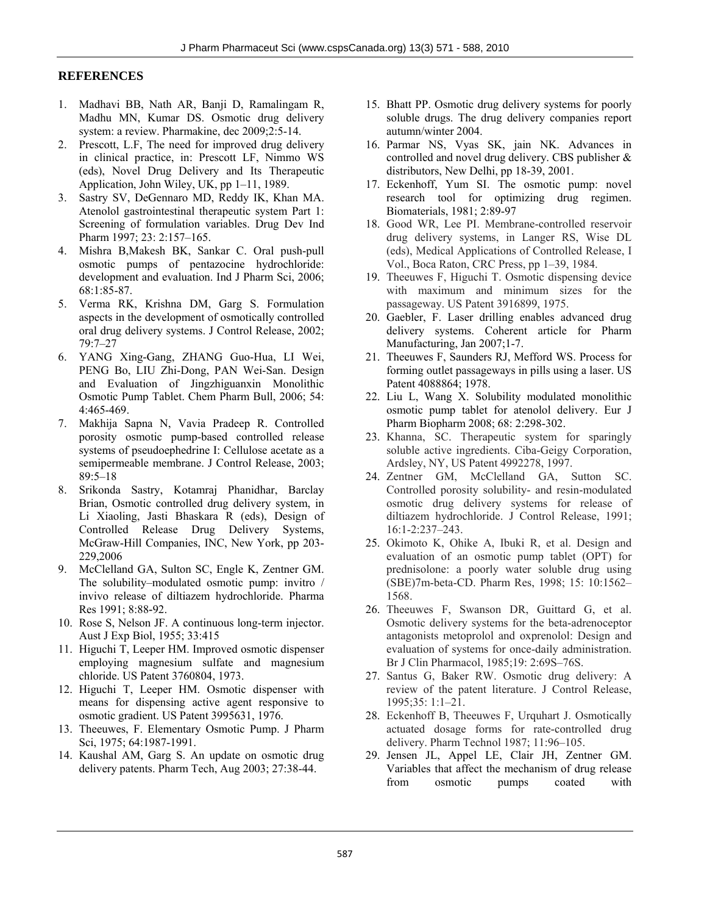## REFERENCES

1. Madhavi BB, Nath AR, Banji D, Ramalingam R, Madhu MN, Kumar DS. Osmotic drug delivery system: a review. Pharmakine, dec 2009;2:5-14.
2. Prescott, L.F, The need for improved drug delivery in clinical practice, in: Prescott LF, Nimmo WS (eds), Novel Drug Delivery and Its Therapeutic Application, John Wiley, UK, pp 1–11, 1989.
3. Sastry SV, DeGennaro MD, Reddy IK, Khan MA. Atenolol gastrointestinal therapeutic system Part 1: Screening of formulation variables. Drug Dev Ind Pharm 1997; 23: 2:157–165.
4. Mishra B,Makesh BK, Sankar C. Oral push-pull osmotic pumps of pentazocine hydrochloride: development and evaluation. Ind J Pharm Sci, 2006; 68:1:85-87.
5. Verma RK, Krishna DM, Garg S. Formulation aspects in the development of osmotically controlled oral drug delivery systems. J Control Release, 2002; 79:7–27
6. YANG Xing-Gang, ZHANG Guo-Hua, LI Wei, PENG Bo, LIU Zhi-Dong, PAN Wei-San. Design and Evaluation of Jingzhiguanxin Monolithic Osmotic Pump Tablet. Chem Pharm Bull, 2006; 54: 4:465-469.
7. Makhija Sapna N, Vavia Pradeep R. Controlled porosity osmotic pump-based controlled release systems of pseudoephedrine I: Cellulose acetate as a semipermeable membrane. J Control Release, 2003; 89:5–18
8. Srikonda Sastry, Kotamraj Phanidhar, Barclay Brian, Osmotic controlled drug delivery system, in Li Xiaoling, Jasti Bhaskara R (eds), Design of Controlled Release Drug Delivery Systems, McGraw-Hill Companies, INC, New York, pp 203-229,2006
9. McClelland GA, Sulton SC, Engle K, Zentner GM. The solubility–modulated osmotic pump: invitro / invivo release of diltiazem hydrochloride. Pharma Res 1991; 8:88-92.
10. Rose S, Nelson JF. A continuous long-term injector. Aust J Exp Biol, 1955; 33:415
11. Higuchi T, Leeper HM. Improved osmotic dispenser employing magnesium sulfate and magnesium chloride. US Patent 3760804, 1973.
12. Higuchi T, Leeper HM. Osmotic dispenser with means for dispensing active agent responsive to osmotic gradient. US Patent 3995631, 1976.
13. Theeuwes, F. Elementary Osmotic Pump. J Pharm Sci, 1975; 64:1987-1991.
14. Kaushal AM, Garg S. An update on osmotic drug delivery patents. Pharm Tech, Aug 2003; 27:38-44.
15. Bhatt PP. Osmotic drug delivery systems for poorly soluble drugs. The drug delivery companies report autumn/winter 2004.
16. Parmar NS, Vyas SK, jain NK. Advances in controlled and novel drug delivery. CBS publisher & distributors, New Delhi, pp 18-39, 2001.
17. Eckenhoff, Yum SI. The osmotic pump: novel research tool for optimizing drug regimen. Biomaterials, 1981; 2:89-97
18. Good WR, Lee PI. Membrane-controlled reservoir drug delivery systems, in Langer RS, Wise DL (eds), Medical Applications of Controlled Release, I Vol., Boca Raton, CRC Press, pp 1–39, 1984.
19. Theeuwes F, Higuchi T. Osmotic dispensing device with maximum and minimum sizes for the passageway. US Patent 3916899, 1975.
20. Gaebler, F. Laser drilling enables advanced drug delivery systems. Coherent article for Pharm Manufacturing, Jan 2007;1-7.
21. Theeuwes F, Saunders RJ, Mefford WS. Process for forming outlet passageways in pills using a laser. US Patent 4088864; 1978.
22. Liu L, Wang X. Solubility modulated monolithic osmotic pump tablet for atenolol delivery. Eur J Pharm Biopharm 2008; 68: 2:298-302.
23. Khanna, SC. Therapeutic system for sparingly soluble active ingredients. Ciba-Geigy Corporation, Ardsley, NY, US Patent 4992278, 1997.
24. Zentner GM, McClelland GA, Sutton SC. Controlled porosity solubility- and resin-modulated osmotic drug delivery systems for release of diltiazem hydrochloride. J Control Release, 1991; 16:1-2:237–243.
25. Okimoto K, Ohike A, Ibuki R, et al. Design and evaluation of an osmotic pump tablet (OPT) for prednisolone: a poorly water soluble drug using (SBE)7m-beta-CD. Pharm Res, 1998; 15: 10:1562–1568.
26. Theeuwes F, Swanson DR, Guittard G, et al. Osmotic delivery systems for the beta-adrenoceptor antagonists metoprolol and oxprenolol: Design and evaluation of systems for once-daily administration. Br J Clin Pharmacol, 1985;19: 2:69S–76S.
27. Santus G, Baker RW. Osmotic drug delivery: A review of the patent literature. J Control Release, 1995;35: 1:1–21.
28. Eckenhoff B, Theeuwes F, Urquhart J. Osmotically actuated dosage forms for rate-controlled drug delivery. Pharm Technol 1987; 11:96–105.
29. Jensen JL, Appel LE, Clair JH, Zentner GM. Variables that affect the mechanism of drug release from osmotic pumps coated with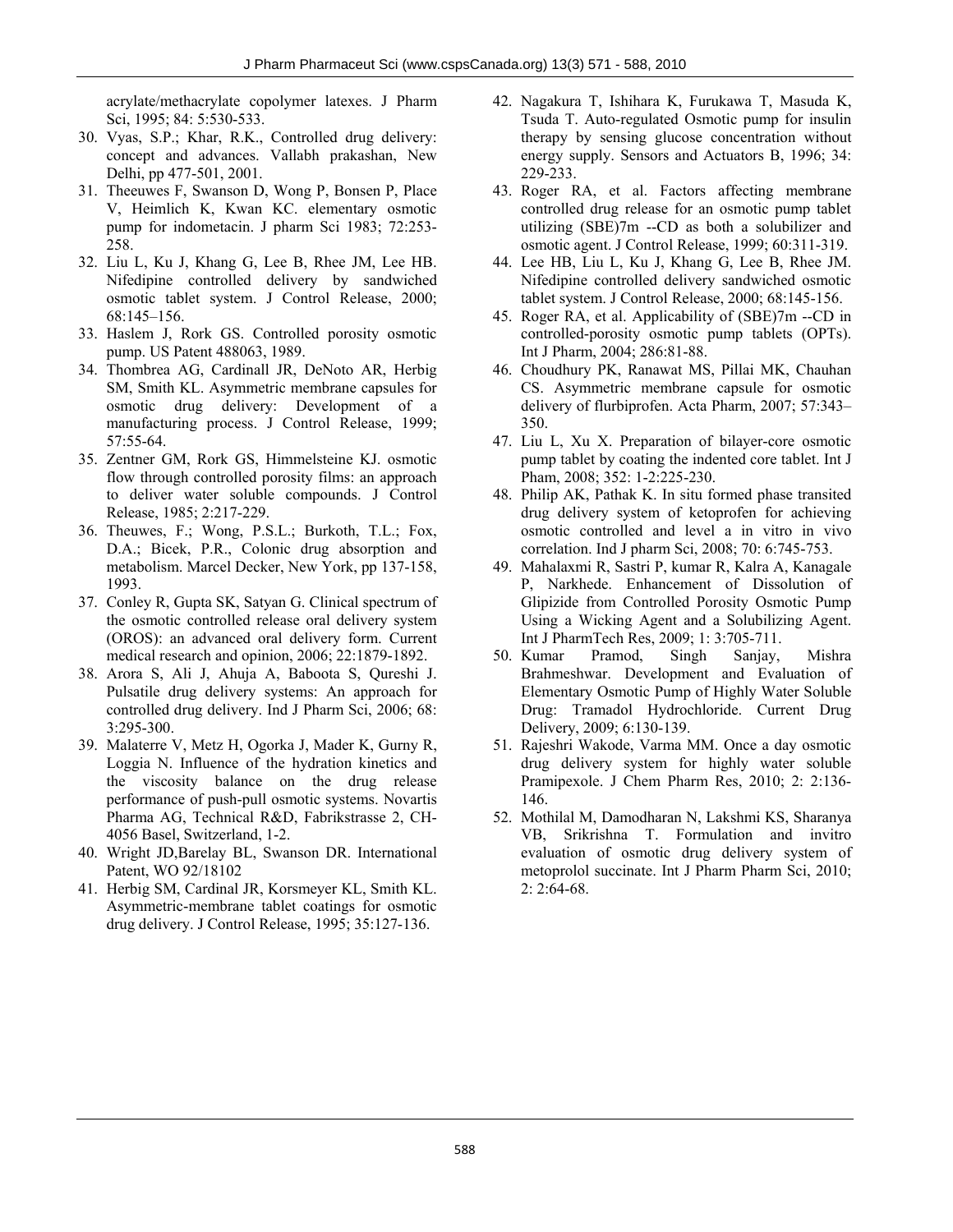acrylate/methacrylate copolymer latexes. J Pharm Sci, 1995; 84: 5:530-533.

30. Vyas, S.P.; Khar, R.K., Controlled drug delivery: concept and advances. Vallabh prakashan, New Delhi, pp 477-501, 2001.
31. Theeuwes F, Swanson D, Wong P, Bonsen P, Place V, Heimlich K, Kwan KC. elementary osmotic pump for indometacin. J pharm Sci 1983; 72:253-258.
32. Liu L, Ku J, Khang G, Lee B, Rhee JM, Lee HB. Nifedipine controlled delivery by sandwiched osmotic tablet system. J Control Release, 2000; 68:145–156.
33. Haslem J, Rork GS. Controlled porosity osmotic pump. US Patent 488063, 1989.
34. Thombrea AG, Cardinall JR, DeNoto AR, Herbig SM, Smith KL. Asymmetric membrane capsules for osmotic drug delivery: Development of a manufacturing process. J Control Release, 1999; 57:55-64.
35. Zentner GM, Rork GS, Himmelsteine KJ. osmotic flow through controlled porosity films: an approach to deliver water soluble compounds. J Control Release, 1985; 2:217-229.
36. Theuwes, F.; Wong, P.S.L.; Burkoth, T.L.; Fox, D.A.; Bicek, P.R., Colonic drug absorption and metabolism. Marcel Decker, New York, pp 137-158, 1993.
37. Conley R, Gupta SK, Satyan G. Clinical spectrum of the osmotic controlled release oral delivery system (OROS): an advanced oral delivery form. Current medical research and opinion, 2006; 22:1879-1892.
38. Arora S, Ali J, Ahuja A, Baboota S, Qureshi J. Pulsatile drug delivery systems: An approach for controlled drug delivery. Ind J Pharm Sci, 2006; 68: 3:295-300.
39. Malaterre V, Metz H, Ogorka J, Mader K, Gurny R, Loggia N. Influence of the hydration kinetics and the viscosity balance on the drug release performance of push-pull osmotic systems. Novartis Pharma AG, Technical R&D, Fabrikstrasse 2, CH-4056 Basel, Switzerland, 1-2.
40. Wright JD,Barelay BL, Swanson DR. International Patent, WO 92/18102
41. Herbig SM, Cardinal JR, Korsmeyer KL, Smith KL. Asymmetric-membrane tablet coatings for osmotic drug delivery. J Control Release, 1995; 35:127-136.
42. Nagakura T, Ishihara K, Furukawa T, Masuda K, Tsuda T. Auto-regulated Osmotic pump for insulin therapy by sensing glucose concentration without energy supply. Sensors and Actuators B, 1996; 34: 229-233.
43. Roger RA, et al. Factors affecting membrane controlled drug release for an osmotic pump tablet utilizing (SBE)7m --CD as both a solubilizer and osmotic agent. J Control Release, 1999; 60:311-319.
44. Lee HB, Liu L, Ku J, Khang G, Lee B, Rhee JM. Nifedipine controlled delivery sandwiched osmotic tablet system. J Control Release, 2000; 68:145-156.
45. Roger RA, et al. Applicability of (SBE)7m --CD in controlled-porosity osmotic pump tablets (OPTs). Int J Pharm, 2004; 286:81-88.
46. Choudhury PK, Ranawat MS, Pillai MK, Chauhan CS. Asymmetric membrane capsule for osmotic delivery of flurbiprofen. Acta Pharm, 2007; 57:343–350.
47. Liu L, Xu X. Preparation of bilayer-core osmotic pump tablet by coating the indented core tablet. Int J Pham, 2008; 352: 1-2:225-230.
48. Philip AK, Pathak K. In situ formed phase transited drug delivery system of ketoprofen for achieving osmotic controlled and level a in vitro in vivo correlation. Ind J pharm Sci, 2008; 70: 6:745-753.
49. Mahalaxmi R, Sastri P, kumar R, Kalra A, Kanagale P, Narkhede. Enhancement of Dissolution of Glipizide from Controlled Porosity Osmotic Pump Using a Wicking Agent and a Solubilizing Agent. Int J PharmTech Res, 2009; 1: 3:705-711.
50. Kumar Pramod, Singh Sanjay, Mishra Brahmeshwar. Development and Evaluation of Elementary Osmotic Pump of Highly Water Soluble Drug: Tramadol Hydrochloride. Current Drug Delivery, 2009; 6:130-139.
51. Rajeshri Wakode, Varma MM. Once a day osmotic drug delivery system for highly water soluble Pramipexole. J Chem Pharm Res, 2010; 2: 2:136-146.
52. Mothilal M, Damodharan N, Lakshmi KS, Sharanya VB, Srikrishna T. Formulation and invitro evaluation of osmotic drug delivery system of metoprolol succinate. Int J Pharm Pharm Sci, 2010; 2: 2:64-68.